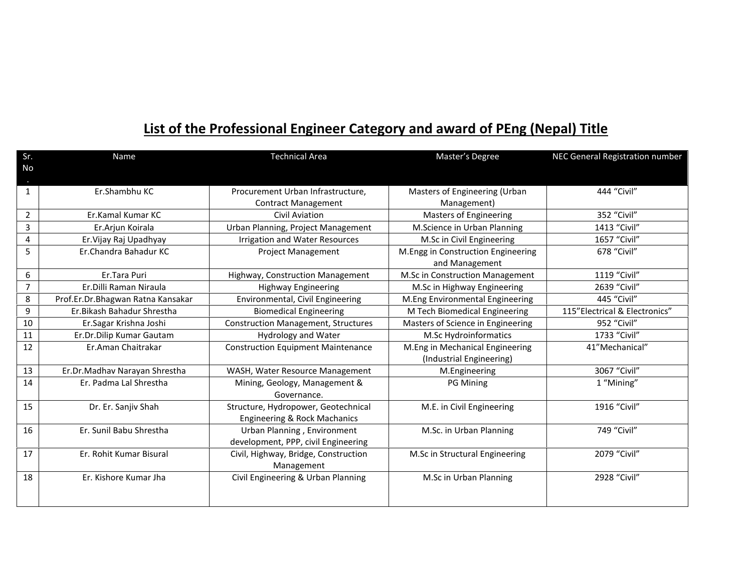# List of the Professional Engineer Category and award of PEng (Nepal) Title

| Sr. No . | Name | Technical Area | Master's Degree | NEC General Registration number |
|---|---|---|---|---|
| 1 | Er.Shambhu KC | Procurement Urban Infrastructure, Contract Management | Masters of Engineering (Urban Management) | 444 "Civil" |
| 2 | Er.Kamal Kumar KC | Civil Aviation | Masters of Engineering | 352 "Civil" |
| 3 | Er.Arjun Koirala | Urban Planning, Project Management | M.Science in Urban Planning | 1413 "Civil" |
| 4 | Er.Vijay Raj Upadhyay | Irrigation and Water Resources | M.Sc in Civil Engineering | 1657 "Civil" |
| 5 | Er.Chandra Bahadur KC | Project Management | M.Engg in Construction Engineering and Management | 678 "Civil" |
| 6 | Er.Tara Puri | Highway, Construction Management | M.Sc in Construction Management | 1119 "Civil" |
| 7 | Er.Dilli Raman Niraula | Highway Engineering | M.Sc in Highway Engineering | 2639 "Civil" |
| 8 | Prof.Er.Dr.Bhagwan Ratna Kansakar | Environmental, Civil Engineering | M.Eng Environmental Engineering | 445 "Civil" |
| 9 | Er.Bikash Bahadur Shrestha | Biomedical Engineering | M Tech Biomedical Engineering | 115"Electrical & Electronics" |
| 10 | Er.Sagar Krishna Joshi | Construction Management, Structures | Masters of Science in Engineering | 952 "Civil" |
| 11 | Er.Dr.Dilip Kumar Gautam | Hydrology and Water | M.Sc Hydroinformatics | 1733 "Civil" |
| 12 | Er.Aman Chaitrakar | Construction Equipment Maintenance | M.Eng in Mechanical Engineering (Industrial Engineering) | 41"Mechanical" |
| 13 | Er.Dr.Madhav Narayan Shrestha | WASH, Water Resource Management | M.Engineering | 3067 "Civil" |
| 14 | Er. Padma Lal Shrestha | Mining, Geology, Management & Governance. | PG Mining | 1 "Mining" |
| 15 | Dr. Er. Sanjiv Shah | Structure, Hydropower, Geotechnical Engineering & Rock Machanics | M.E. in Civil Engineering | 1916 "Civil" |
| 16 | Er. Sunil Babu Shrestha | Urban Planning , Environment development, PPP, civil Engineering | M.Sc. in Urban Planning | 749 "Civil" |
| 17 | Er. Rohit Kumar Bisural | Civil, Highway, Bridge, Construction Management | M.Sc in Structural Engineering | 2079 "Civil" |
| 18 | Er. Kishore Kumar Jha | Civil Engineering & Urban Planning | M.Sc in Urban Planning | 2928 "Civil" |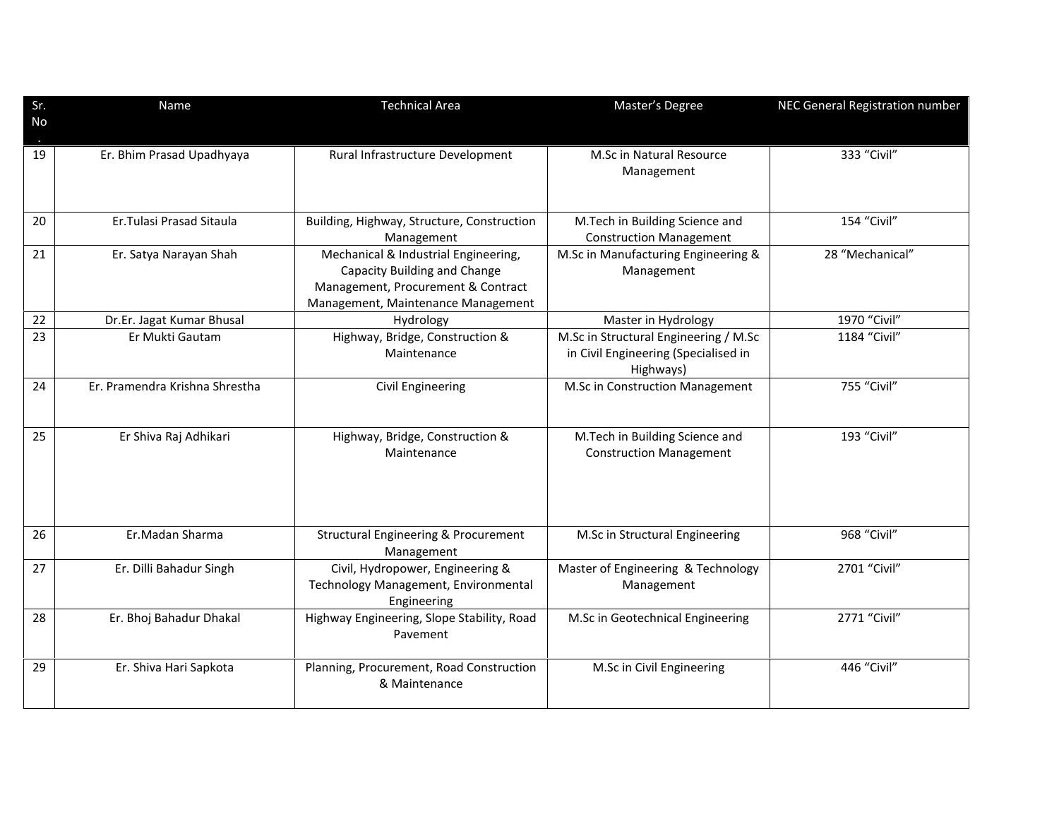| Sr. No. | Name | Technical Area | Master's Degree | NEC General Registration number |
| --- | --- | --- | --- | --- |
| 19 | Er. Bhim Prasad Upadhyaya | Rural Infrastructure Development | M.Sc in Natural Resource Management | 333 "Civil" |
| 20 | Er.Tulasi Prasad Sitaula | Building, Highway, Structure, Construction Management | M.Tech in Building Science and Construction Management | 154 "Civil" |
| 21 | Er. Satya Narayan Shah | Mechanical & Industrial Engineering, Capacity Building and Change Management, Procurement & Contract Management, Maintenance Management | M.Sc in Manufacturing Engineering & Management | 28 "Mechanical" |
| 22 | Dr.Er. Jagat Kumar Bhusal | Hydrology | Master in Hydrology | 1970 "Civil" |
| 23 | Er Mukti Gautam | Highway, Bridge, Construction & Maintenance | M.Sc in Structural Engineering / M.Sc in Civil Engineering (Specialised in Highways) | 1184 "Civil" |
| 24 | Er. Pramendra Krishna Shrestha | Civil Engineering | M.Sc in Construction Management | 755 "Civil" |
| 25 | Er Shiva Raj Adhikari | Highway, Bridge, Construction & Maintenance | M.Tech in Building Science and Construction Management | 193 "Civil" |
| 26 | Er.Madan Sharma | Structural Engineering & Procurement Management | M.Sc in Structural Engineering | 968 "Civil" |
| 27 | Er. Dilli Bahadur Singh | Civil, Hydropower, Engineering & Technology Management, Environmental Engineering | Master of Engineering & Technology Management | 2701 "Civil" |
| 28 | Er. Bhoj Bahadur Dhakal | Highway Engineering, Slope Stability, Road Pavement | M.Sc in Geotechnical Engineering | 2771 "Civil" |
| 29 | Er. Shiva Hari Sapkota | Planning, Procurement, Road Construction & Maintenance | M.Sc in Civil Engineering | 446 "Civil" |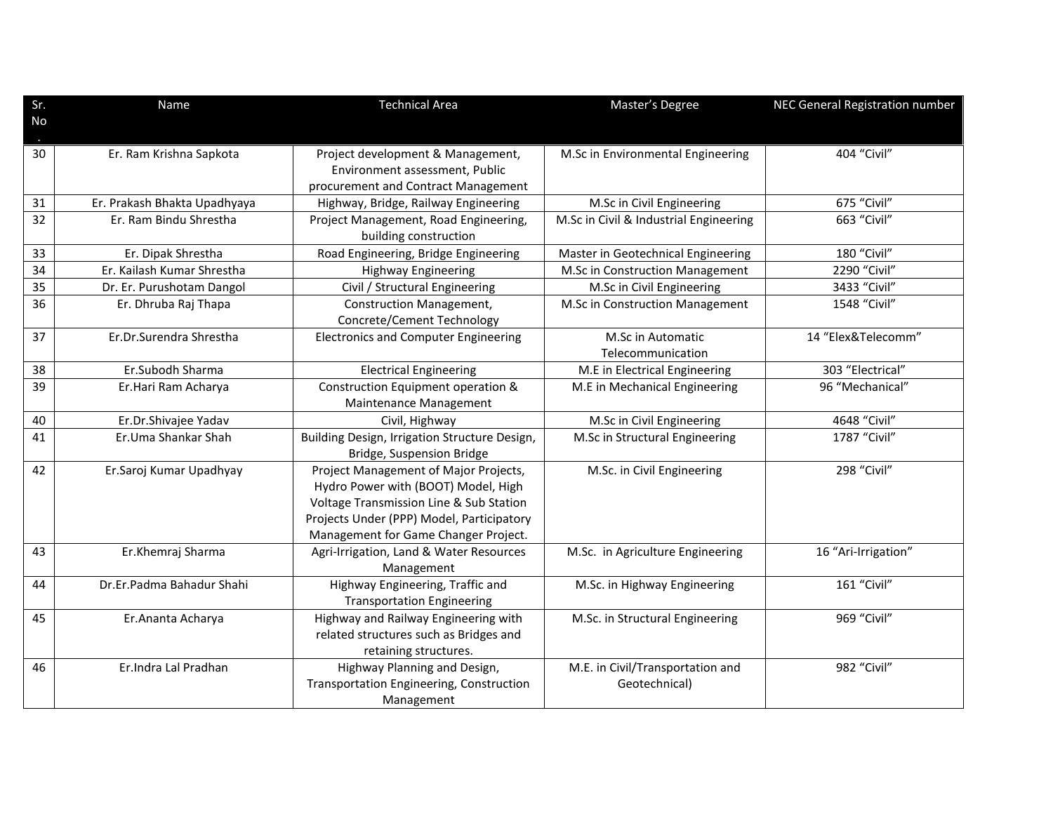| Sr. No. | Name | Technical Area | Master's Degree | NEC General Registration number |
|---|---|---|---|---|
| 30 | Er. Ram Krishna Sapkota | Project development & Management, Environment assessment, Public procurement and Contract Management | M.Sc in Environmental Engineering | 404 "Civil" |
| 31 | Er. Prakash Bhakta Upadhyaya | Highway, Bridge, Railway Engineering | M.Sc in Civil Engineering | 675 "Civil" |
| 32 | Er. Ram Bindu Shrestha | Project Management, Road Engineering, building construction | M.Sc in Civil & Industrial Engineering | 663 "Civil" |
| 33 | Er. Dipak Shrestha | Road Engineering, Bridge Engineering | Master in Geotechnical Engineering | 180 "Civil" |
| 34 | Er. Kailash Kumar Shrestha | Highway Engineering | M.Sc in Construction Management | 2290 "Civil" |
| 35 | Dr. Er. Purushotam Dangol | Civil / Structural Engineering | M.Sc in Civil Engineering | 3433 "Civil" |
| 36 | Er. Dhruba Raj Thapa | Construction Management, Concrete/Cement Technology | M.Sc in Construction Management | 1548 "Civil" |
| 37 | Er.Dr.Surendra Shrestha | Electronics and Computer Engineering | M.Sc in Automatic Telecommunication | 14 "Elex&Telecomm" |
| 38 | Er.Subodh Sharma | Electrical Engineering | M.E in Electrical Engineering | 303 "Electrical" |
| 39 | Er.Hari Ram Acharya | Construction Equipment operation & Maintenance Management | M.E in Mechanical Engineering | 96 "Mechanical" |
| 40 | Er.Dr.Shivajee Yadav | Civil, Highway | M.Sc in Civil Engineering | 4648 "Civil" |
| 41 | Er.Uma Shankar Shah | Building Design, Irrigation Structure Design, Bridge, Suspension Bridge | M.Sc in Structural Engineering | 1787 "Civil" |
| 42 | Er.Saroj Kumar Upadhyay | Project Management of Major Projects, Hydro Power with (BOOT) Model, High Voltage Transmission Line & Sub Station Projects Under (PPP) Model, Participatory Management for Game Changer Project. | M.Sc. in Civil Engineering | 298 "Civil" |
| 43 | Er.Khemraj Sharma | Agri-Irrigation, Land & Water Resources Management | M.Sc. in Agriculture Engineering | 16 "Ari-Irrigation" |
| 44 | Dr.Er.Padma Bahadur Shahi | Highway Engineering, Traffic and Transportation Engineering | M.Sc. in Highway Engineering | 161 "Civil" |
| 45 | Er.Ananta Acharya | Highway and Railway Engineering with related structures such as Bridges and retaining structures. | M.Sc. in Structural Engineering | 969 "Civil" |
| 46 | Er.Indra Lal Pradhan | Highway Planning and Design, Transportation Engineering, Construction Management | M.E. in Civil/Transportation and Geotechnical) | 982 "Civil" |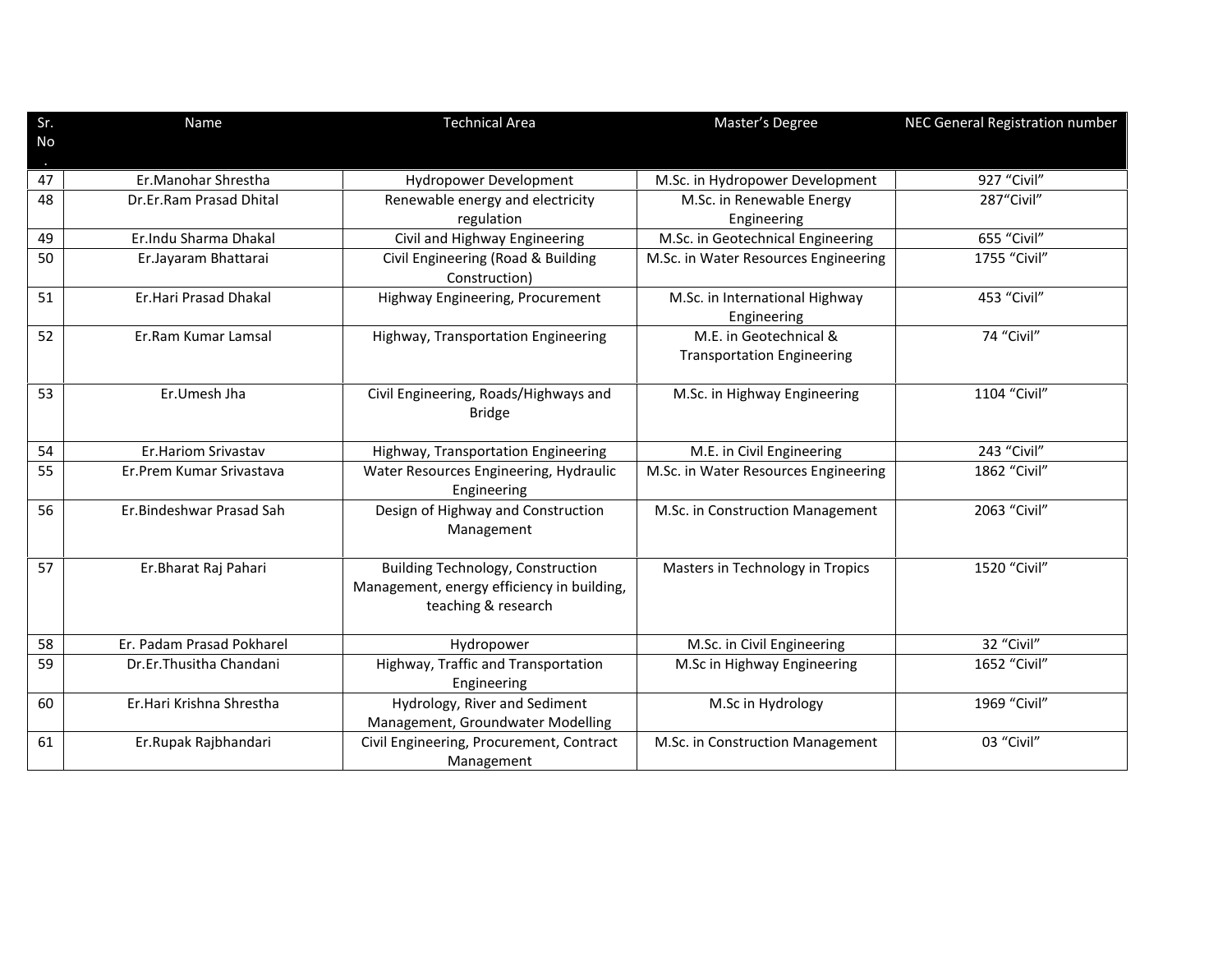| Sr. No. | Name | Technical Area | Master's Degree | NEC General Registration number |
|---|---|---|---|---|
| 47 | Er.Manohar Shrestha | Hydropower Development | M.Sc. in Hydropower Development | 927 "Civil" |
| 48 | Dr.Er.Ram Prasad Dhital | Renewable energy and electricity regulation | M.Sc. in Renewable Energy Engineering | 287"Civil" |
| 49 | Er.Indu Sharma Dhakal | Civil and Highway Engineering | M.Sc. in Geotechnical Engineering | 655 "Civil" |
| 50 | Er.Jayaram Bhattarai | Civil Engineering (Road & Building Construction) | M.Sc. in Water Resources Engineering | 1755 "Civil" |
| 51 | Er.Hari Prasad Dhakal | Highway Engineering, Procurement | M.Sc. in International Highway Engineering | 453 "Civil" |
| 52 | Er.Ram Kumar Lamsal | Highway, Transportation Engineering | M.E. in Geotechnical & Transportation Engineering | 74 "Civil" |
| 53 | Er.Umesh Jha | Civil Engineering, Roads/Highways and Bridge | M.Sc. in Highway Engineering | 1104 "Civil" |
| 54 | Er.Hariom Srivastav | Highway, Transportation Engineering | M.E. in Civil Engineering | 243 "Civil" |
| 55 | Er.Prem Kumar Srivastava | Water Resources Engineering, Hydraulic Engineering | M.Sc. in Water Resources Engineering | 1862 "Civil" |
| 56 | Er.Bindeshwar Prasad Sah | Design of Highway and Construction Management | M.Sc. in Construction Management | 2063 "Civil" |
| 57 | Er.Bharat Raj Pahari | Building Technology, Construction Management, energy efficiency in building, teaching & research | Masters in Technology in Tropics | 1520 "Civil" |
| 58 | Er. Padam Prasad Pokharel | Hydropower | M.Sc. in Civil Engineering | 32 "Civil" |
| 59 | Dr.Er.Thusitha Chandani | Highway, Traffic and Transportation Engineering | M.Sc in Highway Engineering | 1652 "Civil" |
| 60 | Er.Hari Krishna Shrestha | Hydrology, River and Sediment Management, Groundwater Modelling | M.Sc in Hydrology | 1969 "Civil" |
| 61 | Er.Rupak Rajbhandari | Civil Engineering, Procurement, Contract Management | M.Sc. in Construction Management | 03 "Civil" |